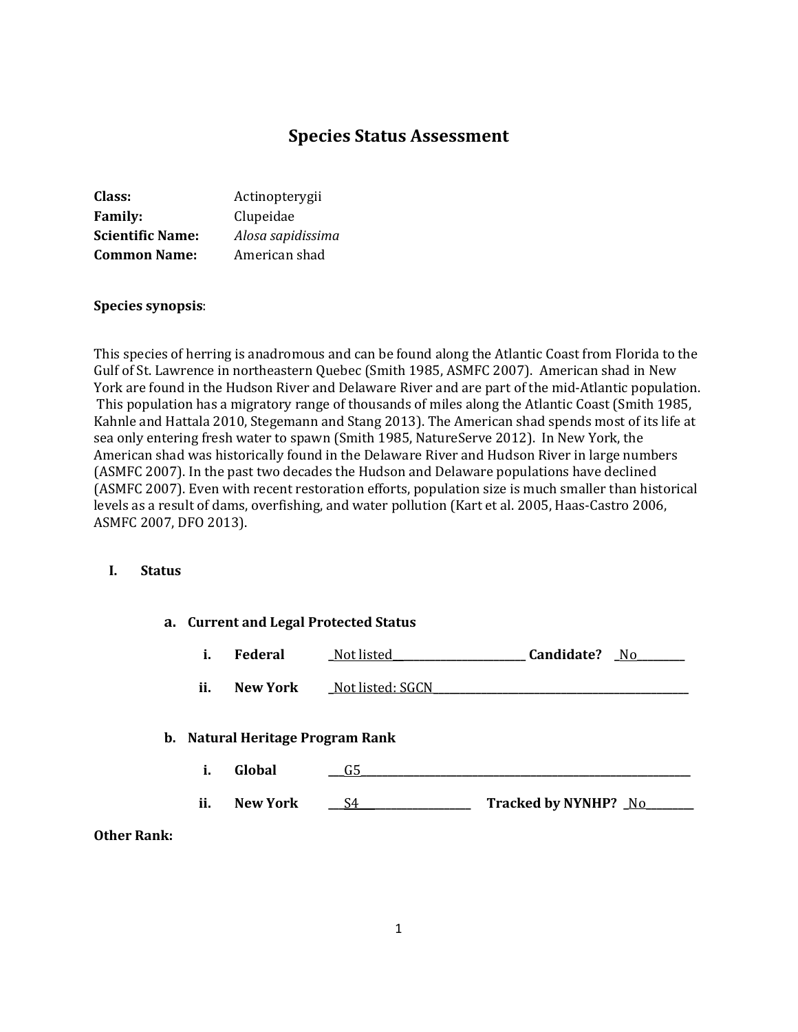# Species Status Assessment

**Class:** Actinopterygii

**Family:** Clupeidae

**Scientific Name:** *Alosa sapidissima*

**Common Name:** American shad

**Species synopsis**:

This species of herring is anadromous and can be found along the Atlantic Coast from Florida to the Gulf of St. Lawrence in northeastern Quebec (Smith 1985, ASMFC 2007). American shad in New York are found in the Hudson River and Delaware River and are part of the mid-Atlantic population. This population has a migratory range of thousands of miles along the Atlantic Coast (Smith 1985, Kahnle and Hattala 2010, Stegemann and Stang 2013). The American shad spends most of its life at sea only entering fresh water to spawn (Smith 1985, NatureServe 2012). In New York, the American shad was historically found in the Delaware River and Hudson River in large numbers (ASMFC 2007). In the past two decades the Hudson and Delaware populations have declined (ASMFC 2007). Even with recent restoration efforts, population size is much smaller than historical levels as a result of dams, overfishing, and water pollution (Kart et al. 2005, Haas-Castro 2006, ASMFC 2007, DFO 2013).

## I. Status

### a. Current and Legal Protected Status

i. **Federal** Not listed **Candidate?** No

ii. **New York** Not listed: SGCN

### b. Natural Heritage Program Rank

i. **Global** G5

ii. **New York** S4 **Tracked by NYNHP?** No

**Other Rank:**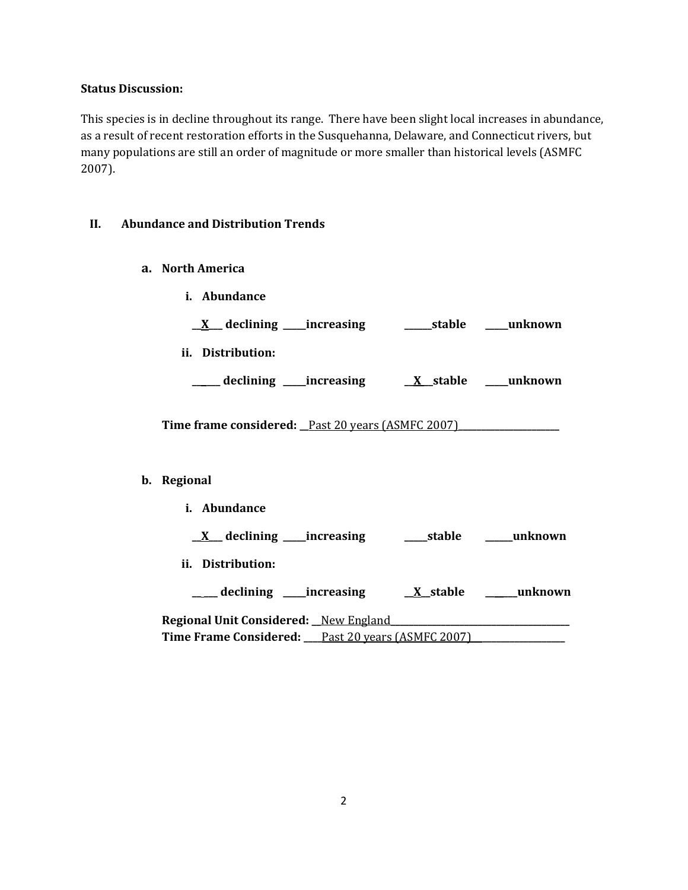**Status Discussion:**

This species is in decline throughout its range. There have been slight local increases in abundance, as a result of recent restoration efforts in the Susquehanna, Delaware, and Connecticut rivers, but many populations are still an order of magnitude or more smaller than historical levels (ASMFC 2007).

## II. Abundance and Distribution Trends

### a. North America

**i. Abundance**

**__X___ declining _____increasing ______stable _____unknown**

**ii. Distribution:**

**______ declining _____increasing __X___stable _____unknown**

**Time frame considered:** __Past 20 years (ASMFC 2007)______________________

### b. Regional

**i. Abundance**

**__X___ declining _____increasing _____stable ______unknown**

**ii. Distribution:**

**______ declining _____increasing __X__stable ______unknown**

**Regional Unit Considered:** __New England________________________________________

**Time Frame Considered:** ____Past 20 years (ASMFC 2007)____________________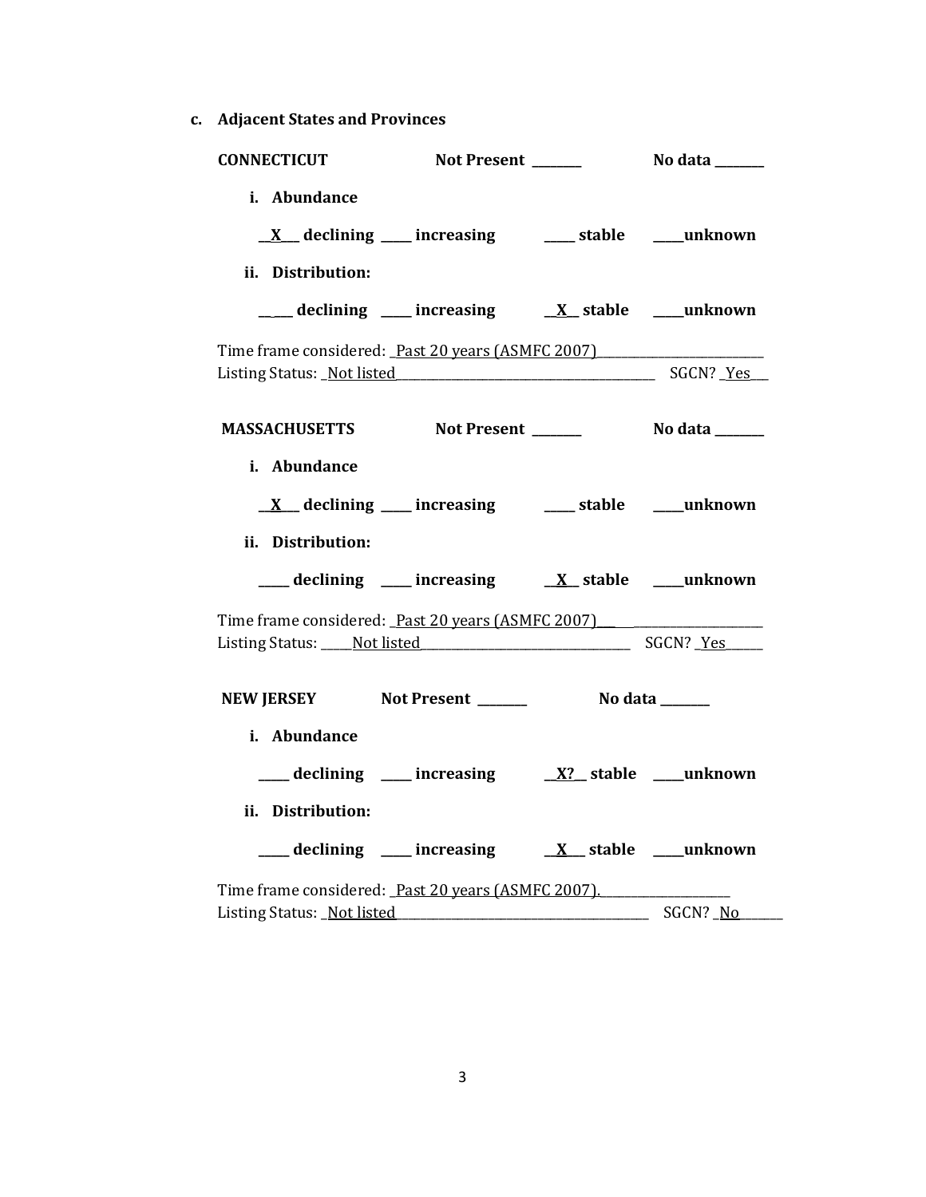**c. Adjacent States and Provinces**

**CONNECTICUT** **Not Present _______** **No data _______**

**i. Abundance**

**__X__ declining ____ increasing ____ stable ____unknown**

**ii. Distribution:**

**_____ declining ____ increasing __X__ stable ____unknown**

Time frame considered: _Past 20 years (ASMFC 2007)_______________________
Listing Status: _Not listed______________________________________ SGCN? _Yes__

**MASSACHUSETTS** **Not Present _______** **No data _______**

**i. Abundance**

**__X__ declining ____ increasing ____ stable ____unknown**

**ii. Distribution:**

**____ declining ____ increasing __X__ stable ____unknown**

Time frame considered: _Past 20 years (ASMFC 2007)___ __________________
Listing Status: ____Not listed______________________________ SGCN? _Yes_____

**NEW JERSEY** **Not Present _______** **No data _______**

**i. Abundance**

**____ declining ____ increasing __X?__ stable ____unknown**

**ii. Distribution:**

**____ declining ____ increasing __X__ stable ____unknown**

Time frame considered: _Past 20 years (ASMFC 2007)._________________
Listing Status: _Not listed______________________________________ SGCN? _No______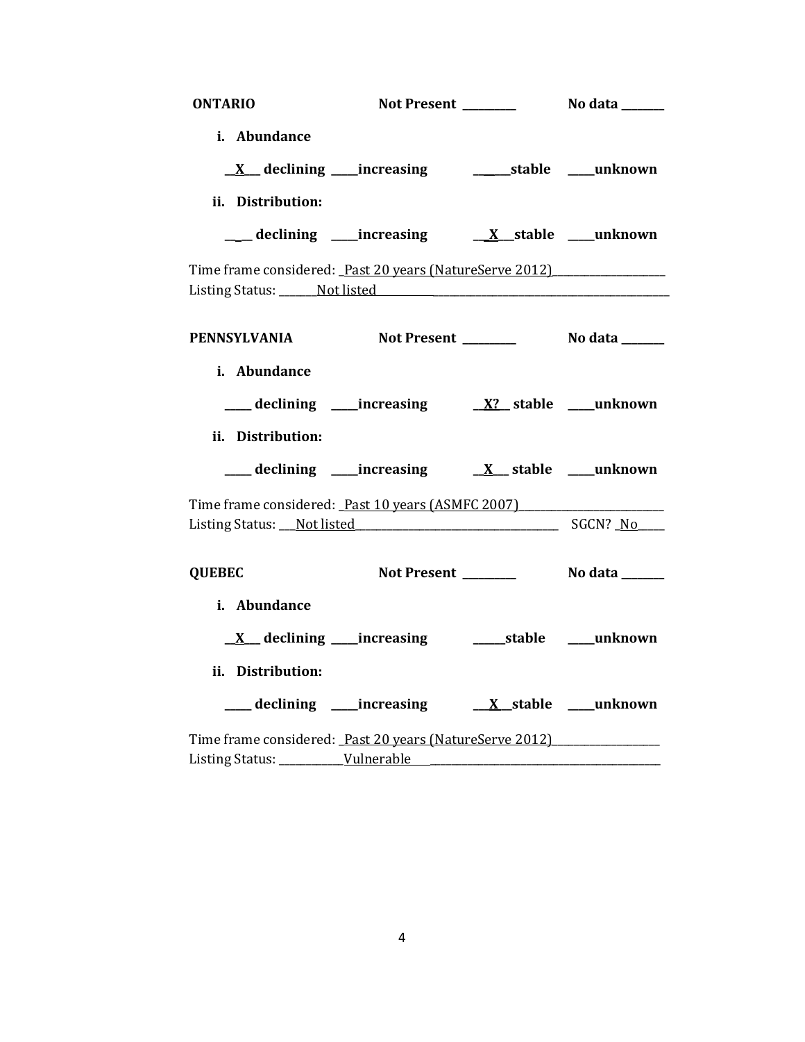**ONTARIO** Not Present ________ No data _______

**i. Abundance**

**__X__ declining ____increasing ______stable ____unknown**

**ii. Distribution:**

**____ declining ____increasing __X__stable ____unknown**

Time frame considered: Past 20 years (NatureServe 2012)
Listing Status: Not listed

**PENNSYLVANIA** Not Present ________ No data _______

**i. Abundance**

**____ declining ____increasing __X?__ stable ____unknown**

**ii. Distribution:**

**____ declining ____increasing __X__ stable ____unknown**

Time frame considered: Past 10 years (ASMFC 2007)
Listing Status: Not listed SGCN? No

**QUEBEC** Not Present ________ No data _______

**i. Abundance**

**__X__ declining ____increasing _____stable ____unknown**

**ii. Distribution:**

**____ declining ____increasing __X__stable ____unknown**

Time frame considered: Past 20 years (NatureServe 2012)
Listing Status: Vulnerable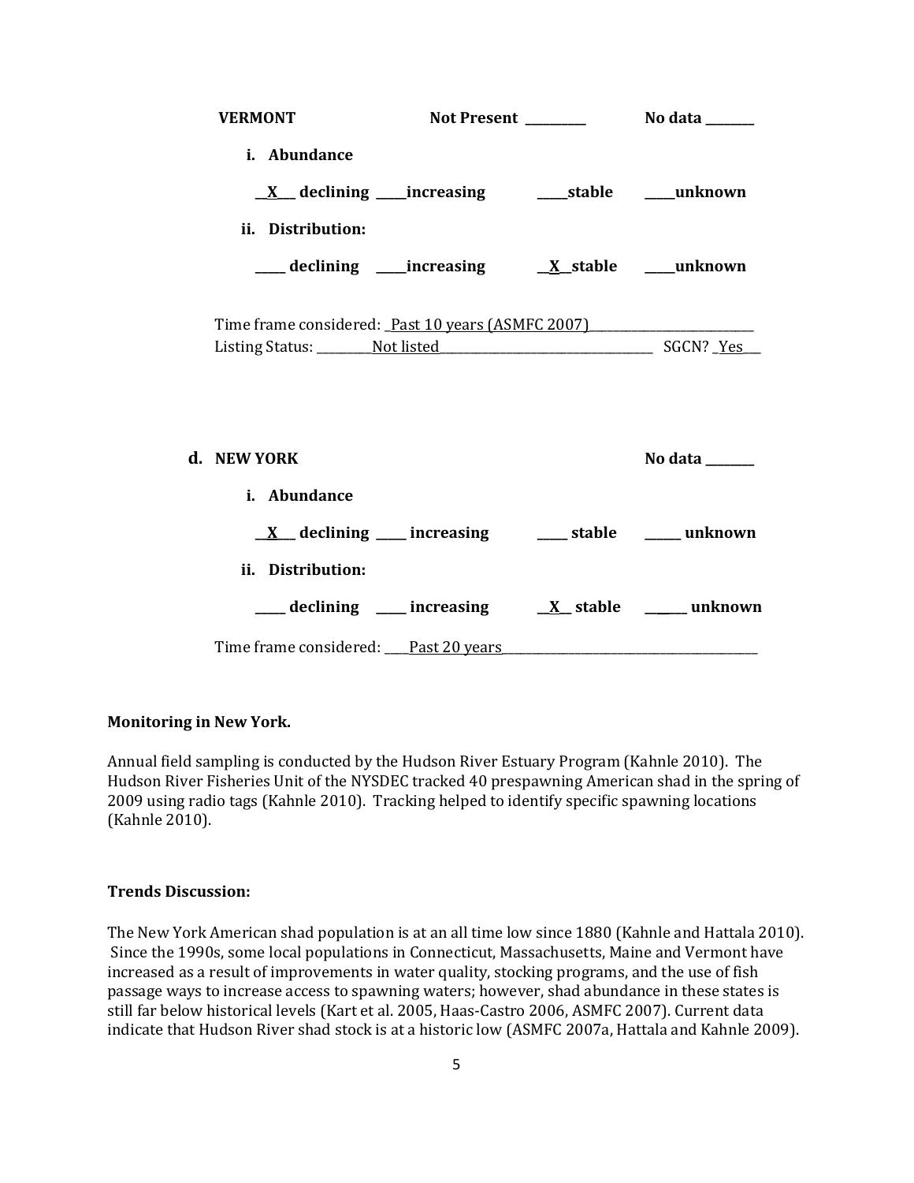**VERMONT** **Not Present \_\_\_\_\_\_\_\_\_\_** **No data \_\_\_\_\_\_\_\_**

**i. Abundance**

**\_\_X\_\_ declining \_\_\_\_\_increasing \_\_\_\_\_stable \_\_\_\_\_unknown**

**ii. Distribution:**

**\_\_\_\_\_ declining \_\_\_\_\_increasing \_\_X\_\_stable \_\_\_\_\_unknown**

Time frame considered: \_Past 10 years (ASMFC 2007)\_\_\_\_\_\_\_\_\_\_\_\_\_\_\_\_\_\_\_\_\_\_\_\_\_\_\_
Listing Status: \_\_\_\_\_\_\_\_\_Not listed\_\_\_\_\_\_\_\_\_\_\_\_\_\_\_\_\_\_\_\_\_\_\_\_\_\_\_\_\_\_\_\_\_\_\_\_ SGCN? \_Yes\_\_\_

**d. NEW YORK** **No data \_\_\_\_\_\_\_\_**

**i. Abundance**

**\_\_X\_\_ declining \_\_\_\_ increasing \_\_\_\_\_ stable \_\_\_\_\_\_ unknown**

**ii. Distribution:**

**\_\_\_\_\_ declining \_\_\_\_\_ increasing \_\_X\_\_ stable \_\_\_\_\_\_ unknown**

Time frame considered: \_\_\_\_Past 20 years\_\_\_\_\_\_\_\_\_\_\_\_\_\_\_\_\_\_\_\_\_\_\_\_\_\_\_\_\_\_\_\_\_\_\_\_\_\_\_\_\_\_\_\_

**Monitoring in New York.**

Annual field sampling is conducted by the Hudson River Estuary Program (Kahnle 2010). The Hudson River Fisheries Unit of the NYSDEC tracked 40 prespawning American shad in the spring of 2009 using radio tags (Kahnle 2010). Tracking helped to identify specific spawning locations (Kahnle 2010).

**Trends Discussion:**

The New York American shad population is at an all time low since 1880 (Kahnle and Hattala 2010). Since the 1990s, some local populations in Connecticut, Massachusetts, Maine and Vermont have increased as a result of improvements in water quality, stocking programs, and the use of fish passage ways to increase access to spawning waters; however, shad abundance in these states is still far below historical levels (Kart et al. 2005, Haas-Castro 2006, ASMFC 2007). Current data indicate that Hudson River shad stock is at a historic low (ASMFC 2007a, Hattala and Kahnle 2009).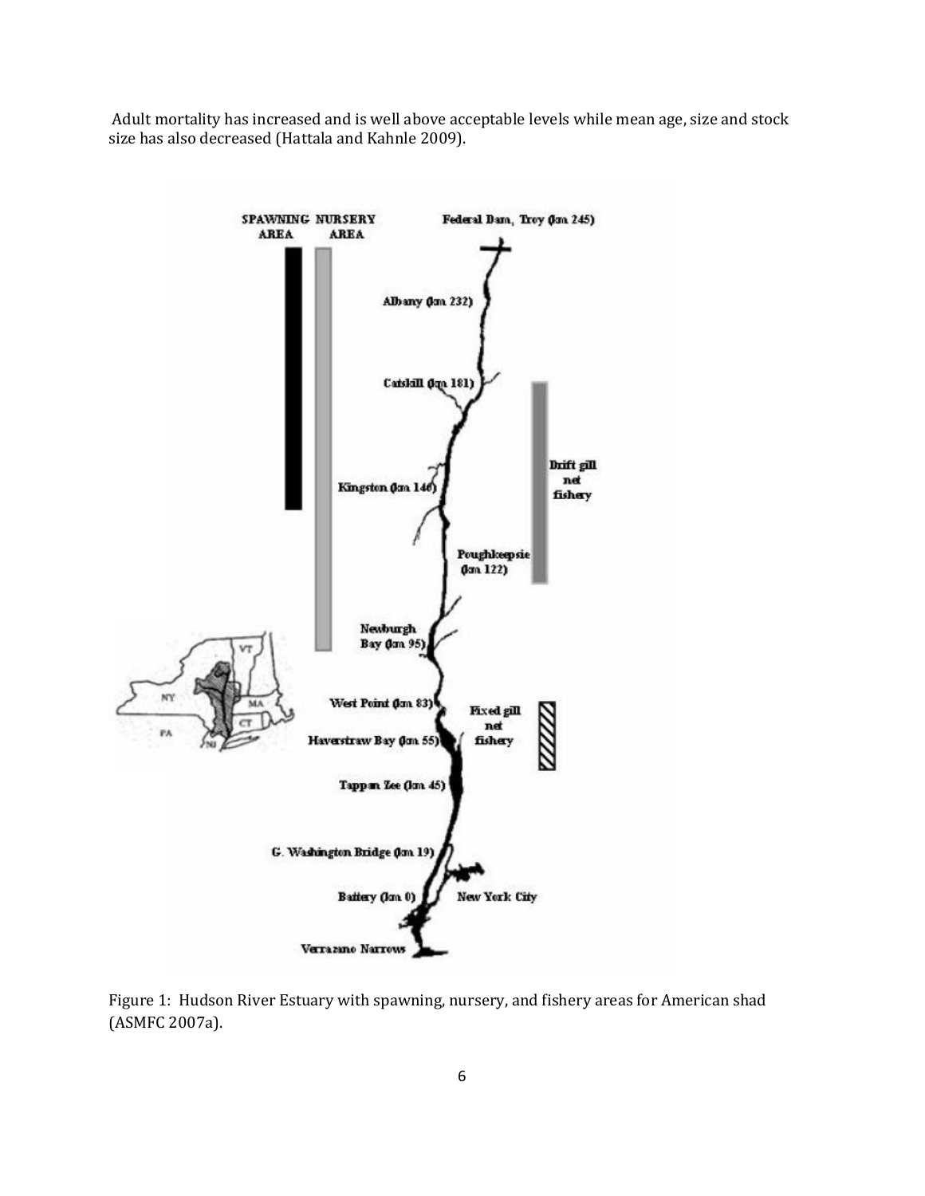Adult mortality has increased and is well above acceptable levels while mean age, size and stock size has also decreased (Hattala and Kahnle 2009).

SPAWNING AREA

NURSERY AREA

Federal Dam, Troy (km 245)

Albany (km 232)

Catskill (km 181)

Kingston (km 140)

Poughkeepsie (km 122)

Newburgh Bay (km 95)

West Point (km 83)

Haverstraw Bay (km 55)

Tappan Zee (km 45)

G. Washington Bridge (km 19)

Battery (km 0)

New York City

Verrazano Narrows

Drift gill net fishery

Fixed gill net fishery

NY

VT

MA

CT

PA

NJ

Figure 1: Hudson River Estuary with spawning, nursery, and fishery areas for American shad (ASMFC 2007a).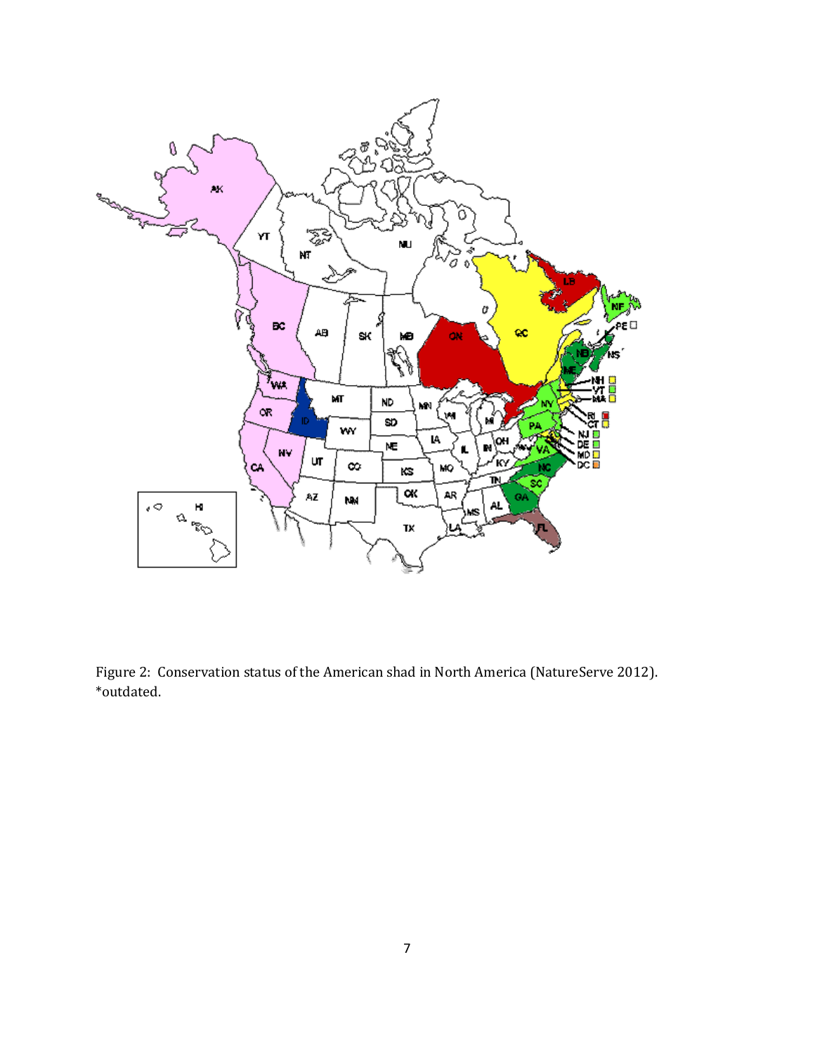Figure 2: Conservation status of the American shad in North America (NatureServe 2012). *outdated.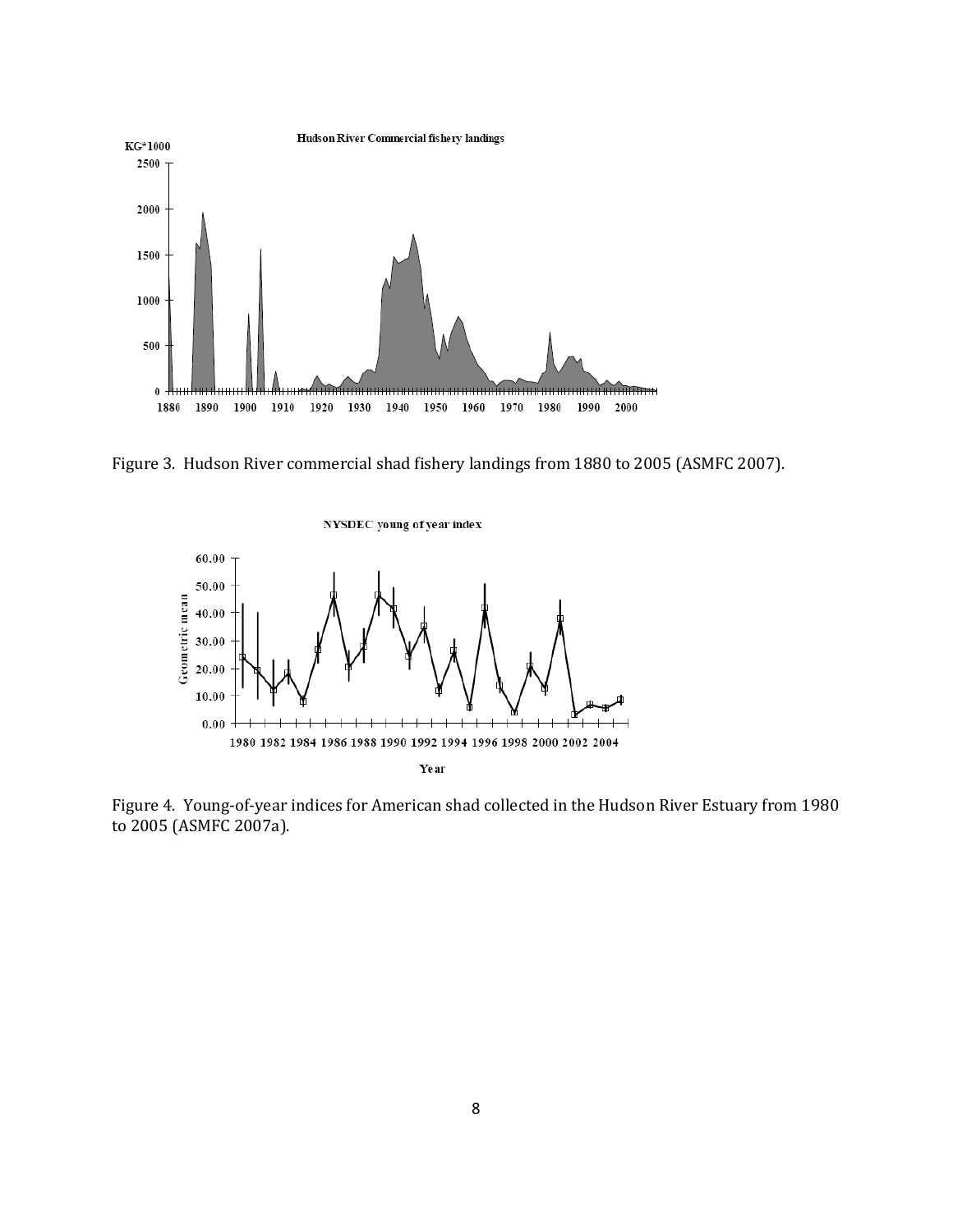Hudson River Commercial fishery landings

KG*1000

2500

2000

1500

1000

500

0

1880 1890 1900 1910 1920 1930 1940 1950 1960 1970 1980 1990 2000

Figure 3. Hudson River commercial shad fishery landings from 1880 to 2005 (ASMFC 2007).

NYSDEC young of year index

Geometric mean

60.00

50.00

40.00

30.00

20.00

10.00

0.00

1980 1982 1984 1986 1988 1990 1992 1994 1996 1998 2000 2002 2004

Year

Figure 4. Young-of-year indices for American shad collected in the Hudson River Estuary from 1980 to 2005 (ASMFC 2007a).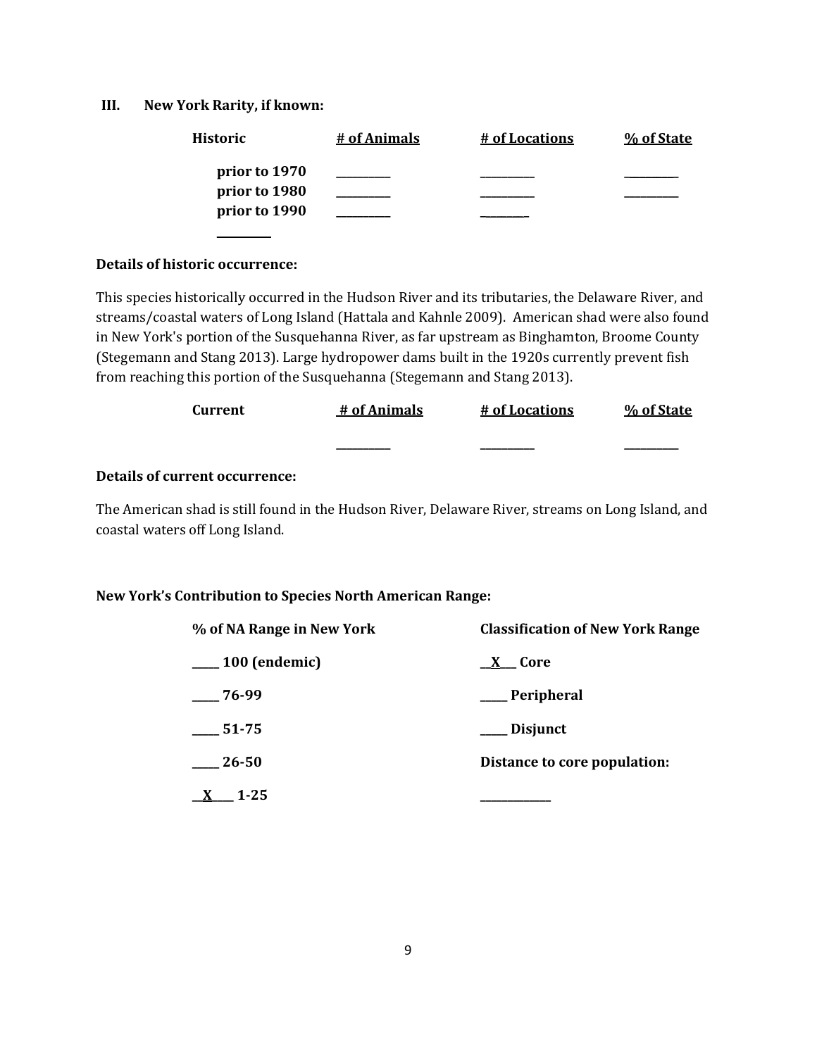**III. New York Rarity, if known:**

| Historic | # of Animals | # of Locations | % of State |
|---|---|---|---|
| prior to 1970 | __________ | __________ | __________ |
| prior to 1980 | __________ | __________ | __________ |
| prior to 1990 | __________ | _________ | |
| _________ | | | |

**Details of historic occurrence:**

This species historically occurred in the Hudson River and its tributaries, the Delaware River, and streams/coastal waters of Long Island (Hattala and Kahnle 2009). American shad were also found in New York's portion of the Susquehanna River, as far upstream as Binghamton, Broome County (Stegemann and Stang 2013). Large hydropower dams built in the 1920s currently prevent fish from reaching this portion of the Susquehanna (Stegemann and Stang 2013).

| Current | # of Animals | # of Locations | % of State |
|---|---|---|---|
| | __________ | __________ | __________ |

**Details of current occurrence:**

The American shad is still found in the Hudson River, Delaware River, streams on Long Island, and coastal waters off Long Island.

**New York's Contribution to Species North American Range:**

| % of NA Range in New York | Classification of New York Range |
|---|---|
| _____ 100 (endemic) | __X___ Core |
| _____ 76-99 | _____ Peripheral |
| _____ 51-75 | _____ Disjunct |
| _____ 26-50 | **Distance to core population:** |
| __X____ 1-25 | _____________ |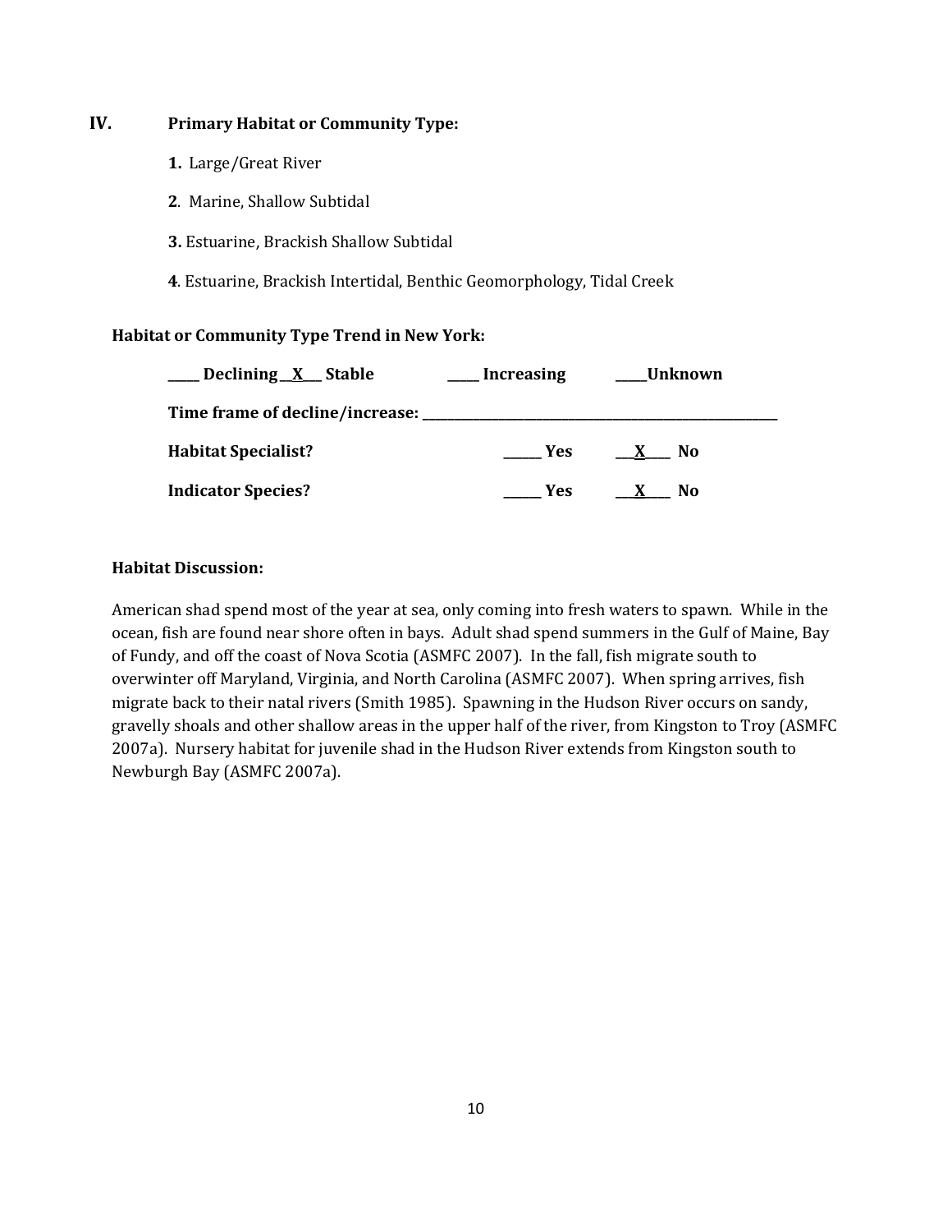## IV. Primary Habitat or Community Type:

**1.** Large/Great River

**2**. Marine, Shallow Subtidal

**3.** Estuarine, Brackish Shallow Subtidal

**4**. Estuarine, Brackish Intertidal, Benthic Geomorphology, Tidal Creek

**Habitat or Community Type Trend in New York:**

**_____ Declining __X___ Stable _____ Increasing _____Unknown**

**Time frame of decline/increase: ___________________________________________**

**Habitat Specialist? ______ Yes ___X____ No**

**Indicator Species? ______ Yes ___X____ No**

**Habitat Discussion:**

American shad spend most of the year at sea, only coming into fresh waters to spawn. While in the ocean, fish are found near shore often in bays. Adult shad spend summers in the Gulf of Maine, Bay of Fundy, and off the coast of Nova Scotia (ASMFC 2007). In the fall, fish migrate south to overwinter off Maryland, Virginia, and North Carolina (ASMFC 2007). When spring arrives, fish migrate back to their natal rivers (Smith 1985). Spawning in the Hudson River occurs on sandy, gravelly shoals and other shallow areas in the upper half of the river, from Kingston to Troy (ASMFC 2007a). Nursery habitat for juvenile shad in the Hudson River extends from Kingston south to Newburgh Bay (ASMFC 2007a).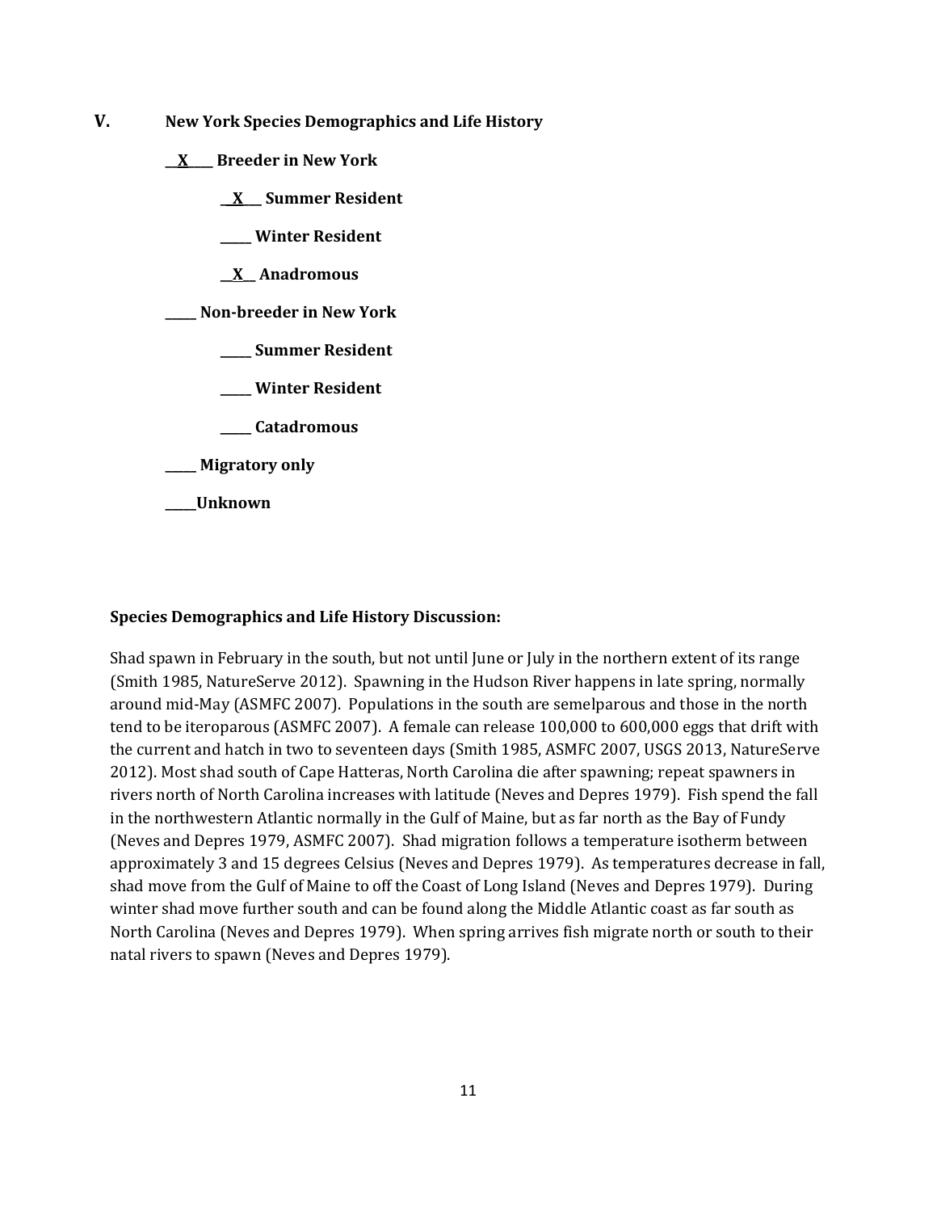## V. New York Species Demographics and Life History

__X____ **Breeder in New York**

__X___ **Summer Resident**

_____ **Winter Resident**

__X__ **Anadromous**

_____ **Non-breeder in New York**

_____ **Summer Resident**

_____ **Winter Resident**

_____ **Catadromous**

_____ **Migratory only**

_____**Unknown**

**Species Demographics and Life History Discussion:**

Shad spawn in February in the south, but not until June or July in the northern extent of its range (Smith 1985, NatureServe 2012). Spawning in the Hudson River happens in late spring, normally around mid-May (ASMFC 2007). Populations in the south are semelparous and those in the north tend to be iteroparous (ASMFC 2007). A female can release 100,000 to 600,000 eggs that drift with the current and hatch in two to seventeen days (Smith 1985, ASMFC 2007, USGS 2013, NatureServe 2012). Most shad south of Cape Hatteras, North Carolina die after spawning; repeat spawners in rivers north of North Carolina increases with latitude (Neves and Depres 1979). Fish spend the fall in the northwestern Atlantic normally in the Gulf of Maine, but as far north as the Bay of Fundy (Neves and Depres 1979, ASMFC 2007). Shad migration follows a temperature isotherm between approximately 3 and 15 degrees Celsius (Neves and Depres 1979). As temperatures decrease in fall, shad move from the Gulf of Maine to off the Coast of Long Island (Neves and Depres 1979). During winter shad move further south and can be found along the Middle Atlantic coast as far south as North Carolina (Neves and Depres 1979). When spring arrives fish migrate north or south to their natal rivers to spawn (Neves and Depres 1979).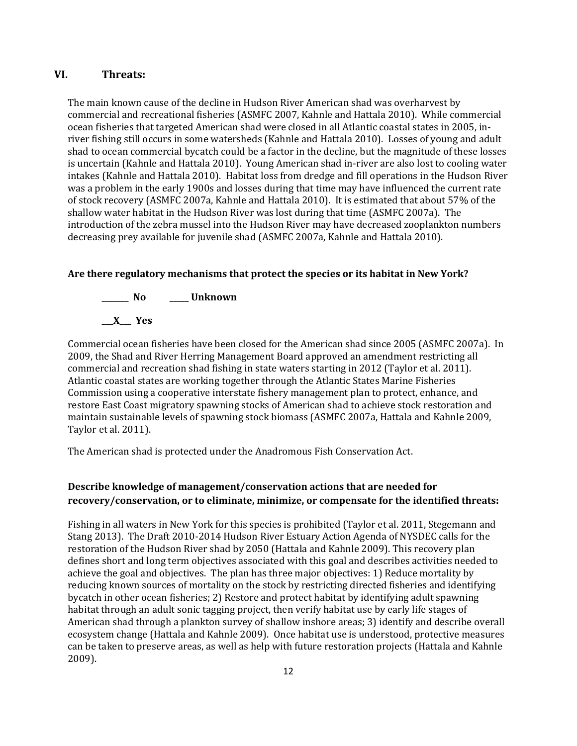## VI. Threats:

The main known cause of the decline in Hudson River American shad was overharvest by commercial and recreational fisheries (ASMFC 2007, Kahnle and Hattala 2010). While commercial ocean fisheries that targeted American shad were closed in all Atlantic coastal states in 2005, in-river fishing still occurs in some watersheds (Kahnle and Hattala 2010). Losses of young and adult shad to ocean commercial bycatch could be a factor in the decline, but the magnitude of these losses is uncertain (Kahnle and Hattala 2010). Young American shad in-river are also lost to cooling water intakes (Kahnle and Hattala 2010). Habitat loss from dredge and fill operations in the Hudson River was a problem in the early 1900s and losses during that time may have influenced the current rate of stock recovery (ASMFC 2007a, Kahnle and Hattala 2010). It is estimated that about 57% of the shallow water habitat in the Hudson River was lost during that time (ASMFC 2007a). The introduction of the zebra mussel into the Hudson River may have decreased zooplankton numbers decreasing prey available for juvenile shad (ASMFC 2007a, Kahnle and Hattala 2010).

**Are there regulatory mechanisms that protect the species or its habitat in New York?**

**_______ No _____ Unknown**

**___X___ Yes**

Commercial ocean fisheries have been closed for the American shad since 2005 (ASMFC 2007a). In 2009, the Shad and River Herring Management Board approved an amendment restricting all commercial and recreation shad fishing in state waters starting in 2012 (Taylor et al. 2011). Atlantic coastal states are working together through the Atlantic States Marine Fisheries Commission using a cooperative interstate fishery management plan to protect, enhance, and restore East Coast migratory spawning stocks of American shad to achieve stock restoration and maintain sustainable levels of spawning stock biomass (ASMFC 2007a, Hattala and Kahnle 2009, Taylor et al. 2011).

The American shad is protected under the Anadromous Fish Conservation Act.

**Describe knowledge of management/conservation actions that are needed for recovery/conservation, or to eliminate, minimize, or compensate for the identified threats:**

Fishing in all waters in New York for this species is prohibited (Taylor et al. 2011, Stegemann and Stang 2013). The Draft 2010-2014 Hudson River Estuary Action Agenda of NYSDEC calls for the restoration of the Hudson River shad by 2050 (Hattala and Kahnle 2009). This recovery plan defines short and long term objectives associated with this goal and describes activities needed to achieve the goal and objectives. The plan has three major objectives: 1) Reduce mortality by reducing known sources of mortality on the stock by restricting directed fisheries and identifying bycatch in other ocean fisheries; 2) Restore and protect habitat by identifying adult spawning habitat through an adult sonic tagging project, then verify habitat use by early life stages of American shad through a plankton survey of shallow inshore areas; 3) identify and describe overall ecosystem change (Hattala and Kahnle 2009). Once habitat use is understood, protective measures can be taken to preserve areas, as well as help with future restoration projects (Hattala and Kahnle 2009).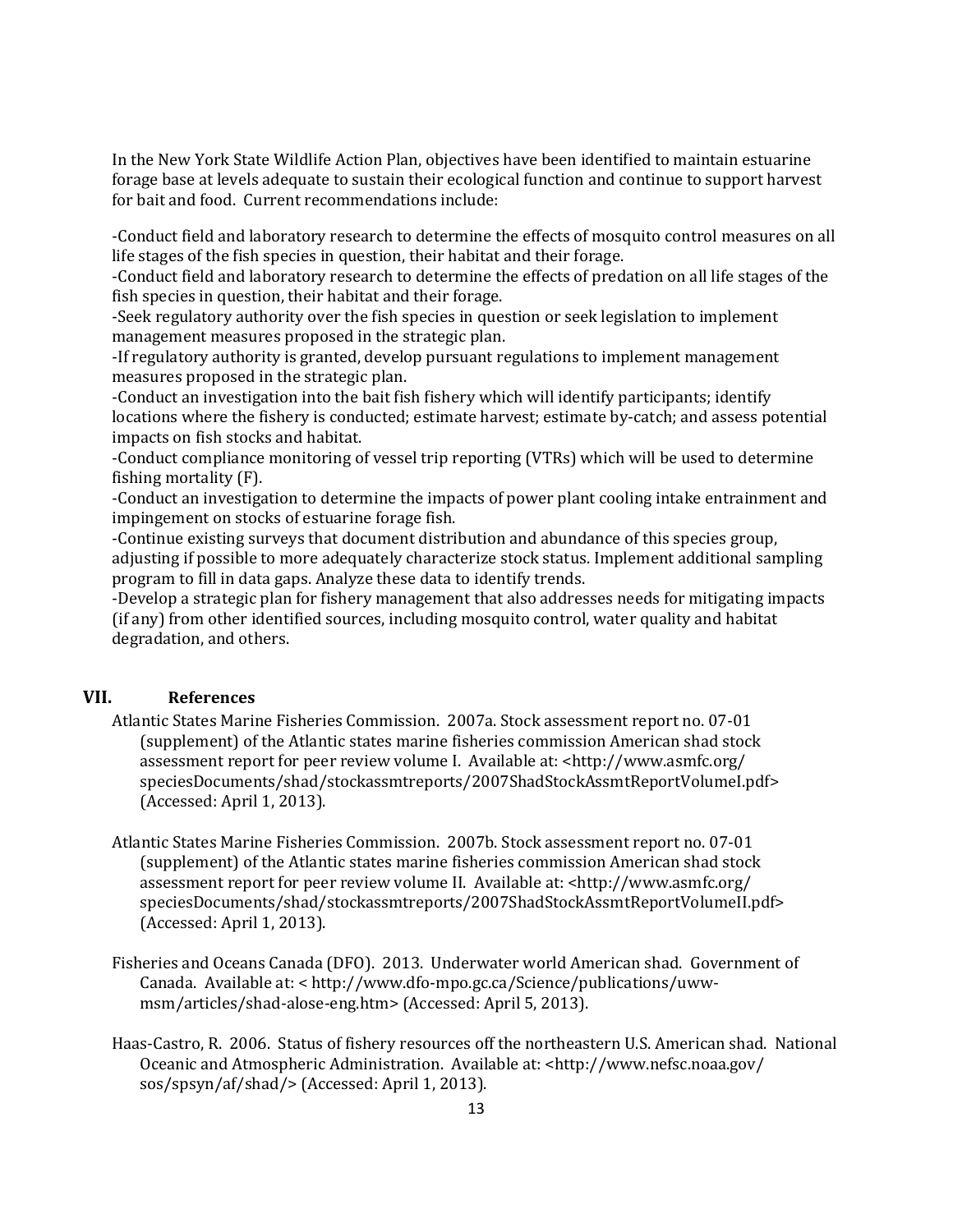In the New York State Wildlife Action Plan, objectives have been identified to maintain estuarine forage base at levels adequate to sustain their ecological function and continue to support harvest for bait and food. Current recommendations include:

-Conduct field and laboratory research to determine the effects of mosquito control measures on all life stages of the fish species in question, their habitat and their forage.
-Conduct field and laboratory research to determine the effects of predation on all life stages of the fish species in question, their habitat and their forage.
-Seek regulatory authority over the fish species in question or seek legislation to implement management measures proposed in the strategic plan.
-If regulatory authority is granted, develop pursuant regulations to implement management measures proposed in the strategic plan.
-Conduct an investigation into the bait fish fishery which will identify participants; identify locations where the fishery is conducted; estimate harvest; estimate by-catch; and assess potential impacts on fish stocks and habitat.
-Conduct compliance monitoring of vessel trip reporting (VTRs) which will be used to determine fishing mortality (F).
-Conduct an investigation to determine the impacts of power plant cooling intake entrainment and impingement on stocks of estuarine forage fish.
-Continue existing surveys that document distribution and abundance of this species group, adjusting if possible to more adequately characterize stock status. Implement additional sampling program to fill in data gaps. Analyze these data to identify trends.
-Develop a strategic plan for fishery management that also addresses needs for mitigating impacts (if any) from other identified sources, including mosquito control, water quality and habitat degradation, and others.

## VII. References

Atlantic States Marine Fisheries Commission. 2007a. Stock assessment report no. 07-01 (supplement) of the Atlantic states marine fisheries commission American shad stock assessment report for peer review volume I. Available at: <http://www.asmfc.org/speciesDocuments/shad/stockassmtreports/2007ShadStockAssmtReportVolumeI.pdf> (Accessed: April 1, 2013).

Atlantic States Marine Fisheries Commission. 2007b. Stock assessment report no. 07-01 (supplement) of the Atlantic states marine fisheries commission American shad stock assessment report for peer review volume II. Available at: <http://www.asmfc.org/speciesDocuments/shad/stockassmtreports/2007ShadStockAssmtReportVolumeII.pdf> (Accessed: April 1, 2013).

Fisheries and Oceans Canada (DFO). 2013. Underwater world American shad. Government of Canada. Available at: < http://www.dfo-mpo.gc.ca/Science/publications/uww-msm/articles/shad-alose-eng.htm> (Accessed: April 5, 2013).

Haas-Castro, R. 2006. Status of fishery resources off the northeastern U.S. American shad. National Oceanic and Atmospheric Administration. Available at: <http://www.nefsc.noaa.gov/sos/spsyn/af/shad/> (Accessed: April 1, 2013).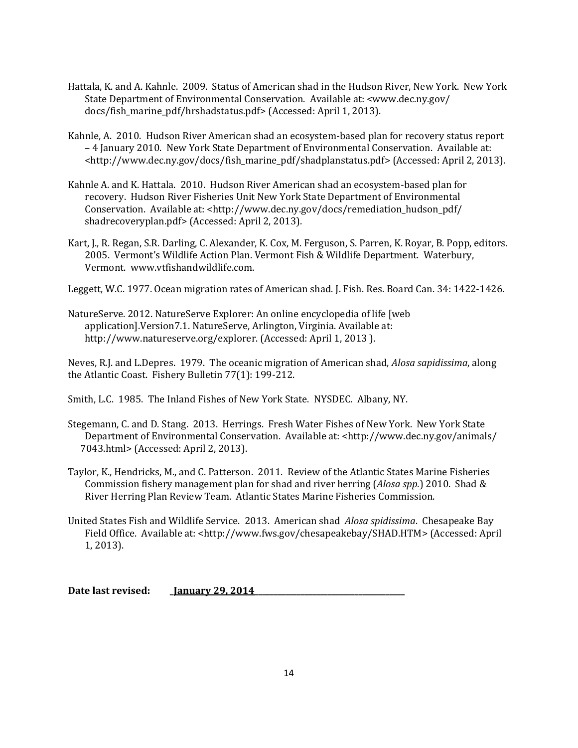Hattala, K. and A. Kahnle. 2009. Status of American shad in the Hudson River, New York. New York State Department of Environmental Conservation. Available at: <www.dec.ny.gov/docs/fish_marine_pdf/hrshadstatus.pdf> (Accessed: April 1, 2013).

Kahnle, A. 2010. Hudson River American shad an ecosystem-based plan for recovery status report – 4 January 2010. New York State Department of Environmental Conservation. Available at: <http://www.dec.ny.gov/docs/fish_marine_pdf/shadplanstatus.pdf> (Accessed: April 2, 2013).

Kahnle A. and K. Hattala. 2010. Hudson River American shad an ecosystem-based plan for recovery. Hudson River Fisheries Unit New York State Department of Environmental Conservation. Available at: <http://www.dec.ny.gov/docs/remediation_hudson_pdf/shadrecoveryplan.pdf> (Accessed: April 2, 2013).

Kart, J., R. Regan, S.R. Darling, C. Alexander, K. Cox, M. Ferguson, S. Parren, K. Royar, B. Popp, editors. 2005. Vermont's Wildlife Action Plan. Vermont Fish & Wildlife Department. Waterbury, Vermont. www.vtfishandwildlife.com.

Leggett, W.C. 1977. Ocean migration rates of American shad. J. Fish. Res. Board Can. 34: 1422-1426.

NatureServe. 2012. NatureServe Explorer: An online encyclopedia of life [web application].Version7.1. NatureServe, Arlington, Virginia. Available at: http://www.natureserve.org/explorer. (Accessed: April 1, 2013 ).

Neves, R.J. and L.Depres. 1979. The oceanic migration of American shad, *Alosa sapidissima*, along the Atlantic Coast. Fishery Bulletin 77(1): 199-212.

Smith, L.C. 1985. The Inland Fishes of New York State. NYSDEC. Albany, NY.

Stegemann, C. and D. Stang. 2013. Herrings. Fresh Water Fishes of New York. New York State Department of Environmental Conservation. Available at: <http://www.dec.ny.gov/animals/7043.html> (Accessed: April 2, 2013).

Taylor, K., Hendricks, M., and C. Patterson. 2011. Review of the Atlantic States Marine Fisheries Commission fishery management plan for shad and river herring (*Alosa spp.*) 2010. Shad & River Herring Plan Review Team. Atlantic States Marine Fisheries Commission.

United States Fish and Wildlife Service. 2013. American shad *Alosa spidissima*. Chesapeake Bay Field Office. Available at: <http://www.fws.gov/chesapeakebay/SHAD.HTM> (Accessed: April 1, 2013).

**Date last revised:** **January 29, 2014**